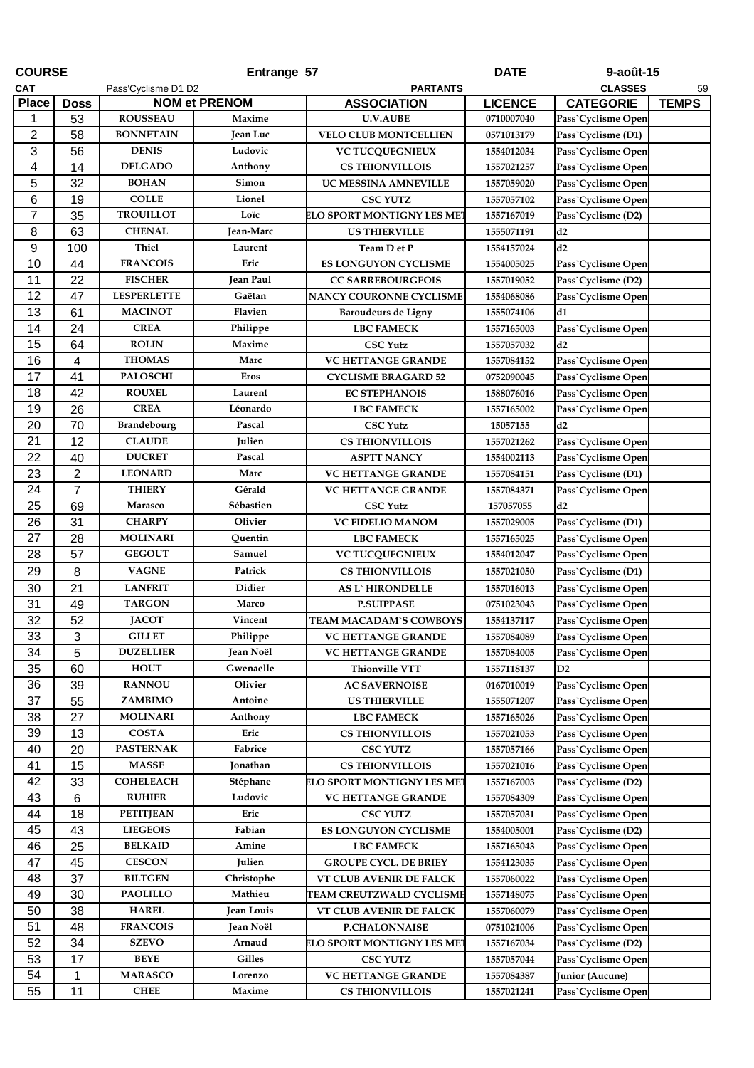| COURSE | | Entrange 57 | | | DATE | 9-août-15 | |
|---|---|---|---|---|---|---|---|
| CAT | Pass'Cyclisme D1 D2 | | | PARTANTS | | CLASSES | 59 |
| Place | Doss | NOM et PRENOM | | ASSOCIATION | LICENCE | CATEGORIE | TEMPS |
| 1 | 53 | ROUSSEAU | Maxime | U.V.AUBE | 0710007040 | Pass`Cyclisme Open | |
| 2 | 58 | BONNETAIN | Jean Luc | VELO CLUB MONTCELLIEN | 0571013179 | Pass`Cyclisme (D1) | |
| 3 | 56 | DENIS | Ludovic | VC TUCQUEGNIEUX | 1554012034 | Pass`Cyclisme Open | |
| 4 | 14 | DELGADO | Anthony | CS THIONVILLOIS | 1557021257 | Pass`Cyclisme Open | |
| 5 | 32 | BOHAN | Simon | UC MESSINA AMNEVILLE | 1557059020 | Pass`Cyclisme Open | |
| 6 | 19 | COLLE | Lionel | CSC YUTZ | 1557057102 | Pass`Cyclisme Open | |
| 7 | 35 | TROUILLOT | Loïc | ELO SPORT MONTIGNY LES MET | 1557167019 | Pass`Cyclisme (D2) | |
| 8 | 63 | CHENAL | Jean-Marc | US THIERVILLE | 1555071191 | d2 | |
| 9 | 100 | Thiel | Laurent | Team D et P | 1554157024 | d2 | |
| 10 | 44 | FRANCOIS | Eric | ES LONGUYON CYCLISME | 1554005025 | Pass`Cyclisme Open | |
| 11 | 22 | FISCHER | Jean Paul | CC SARREBOURGEOIS | 1557019052 | Pass`Cyclisme (D2) | |
| 12 | 47 | LESPERLETTE | Gaëtan | NANCY COURONNE CYCLISME | 1554068086 | Pass`Cyclisme Open | |
| 13 | 61 | MACINOT | Flavien | Baroudeurs de Ligny | 1555074106 | d1 | |
| 14 | 24 | CREA | Philippe | LBC FAMECK | 1557165003 | Pass`Cyclisme Open | |
| 15 | 64 | ROLIN | Maxime | CSC Yutz | 1557057032 | d2 | |
| 16 | 4 | THOMAS | Marc | VC HETTANGE GRANDE | 1557084152 | Pass`Cyclisme Open | |
| 17 | 41 | PALOSCHI | Eros | CYCLISME BRAGARD 52 | 0752090045 | Pass`Cyclisme Open | |
| 18 | 42 | ROUXEL | Laurent | EC STEPHANOIS | 1588076016 | Pass`Cyclisme Open | |
| 19 | 26 | CREA | Léonardo | LBC FAMECK | 1557165002 | Pass`Cyclisme Open | |
| 20 | 70 | Brandebourg | Pascal | CSC Yutz | 15057155 | d2 | |
| 21 | 12 | CLAUDE | Julien | CS THIONVILLOIS | 1557021262 | Pass`Cyclisme Open | |
| 22 | 40 | DUCRET | Pascal | ASPTT NANCY | 1554002113 | Pass`Cyclisme Open | |
| 23 | 2 | LEONARD | Marc | VC HETTANGE GRANDE | 1557084151 | Pass`Cyclisme (D1) | |
| 24 | 7 | THIERY | Gérald | VC HETTANGE GRANDE | 1557084371 | Pass`Cyclisme Open | |
| 25 | 69 | Marasco | Sébastien | CSC Yutz | 157057055 | d2 | |
| 26 | 31 | CHARPY | Olivier | VC FIDELIO MANOM | 1557029005 | Pass`Cyclisme (D1) | |
| 27 | 28 | MOLINARI | Quentin | LBC FAMECK | 1557165025 | Pass`Cyclisme Open | |
| 28 | 57 | GEGOUT | Samuel | VC TUCQUEGNIEUX | 1554012047 | Pass`Cyclisme Open | |
| 29 | 8 | VAGNE | Patrick | CS THIONVILLOIS | 1557021050 | Pass`Cyclisme (D1) | |
| 30 | 21 | LANFRIT | Didier | AS L` HIRONDELLE | 1557016013 | Pass`Cyclisme Open | |
| 31 | 49 | TARGON | Marco | P.SUIPPASE | 0751023043 | Pass`Cyclisme Open | |
| 32 | 52 | JACOT | Vincent | TEAM MACADAM`S COWBOYS | 1554137117 | Pass`Cyclisme Open | |
| 33 | 3 | GILLET | Philippe | VC HETTANGE GRANDE | 1557084089 | Pass`Cyclisme Open | |
| 34 | 5 | DUZELLIER | Jean Noël | VC HETTANGE GRANDE | 1557084005 | Pass`Cyclisme Open | |
| 35 | 60 | HOUT | Gwenaelle | Thionville VTT | 1557118137 | D2 | |
| 36 | 39 | RANNOU | Olivier | AC SAVERNOISE | 0167010019 | Pass`Cyclisme Open | |
| 37 | 55 | ZAMBIMO | Antoine | US THIERVILLE | 1555071207 | Pass`Cyclisme Open | |
| 38 | 27 | MOLINARI | Anthony | LBC FAMECK | 1557165026 | Pass`Cyclisme Open | |
| 39 | 13 | COSTA | Eric | CS THIONVILLOIS | 1557021053 | Pass`Cyclisme Open | |
| 40 | 20 | PASTERNAK | Fabrice | CSC YUTZ | 1557057166 | Pass`Cyclisme Open | |
| 41 | 15 | MASSE | Jonathan | CS THIONVILLOIS | 1557021016 | Pass`Cyclisme Open | |
| 42 | 33 | COHELEACH | Stéphane | ELO SPORT MONTIGNY LES MET | 1557167003 | Pass`Cyclisme (D2) | |
| 43 | 6 | RUHIER | Ludovic | VC HETTANGE GRANDE | 1557084309 | Pass`Cyclisme Open | |
| 44 | 18 | PETITJEAN | Eric | CSC YUTZ | 1557057031 | Pass`Cyclisme Open | |
| 45 | 43 | LIEGEOIS | Fabian | ES LONGUYON CYCLISME | 1554005001 | Pass`Cyclisme (D2) | |
| 46 | 25 | BELKAID | Amine | LBC FAMECK | 1557165043 | Pass`Cyclisme Open | |
| 47 | 45 | CESCON | Julien | GROUPE CYCL. DE BRIEY | 1554123035 | Pass`Cyclisme Open | |
| 48 | 37 | BILTGEN | Christophe | VT CLUB AVENIR DE FALCK | 1557060022 | Pass`Cyclisme Open | |
| 49 | 30 | PAOLILLO | Mathieu | TEAM CREUTZWALD CYCLISME | 1557148075 | Pass`Cyclisme Open | |
| 50 | 38 | HAREL | Jean Louis | VT CLUB AVENIR DE FALCK | 1557060079 | Pass`Cyclisme Open | |
| 51 | 48 | FRANCOIS | Jean Noël | P.CHALONNAISE | 0751021006 | Pass`Cyclisme Open | |
| 52 | 34 | SZEVO | Arnaud | ELO SPORT MONTIGNY LES MET | 1557167034 | Pass`Cyclisme (D2) | |
| 53 | 17 | BEYE | Gilles | CSC YUTZ | 1557057044 | Pass`Cyclisme Open | |
| 54 | 1 | MARASCO | Lorenzo | VC HETTANGE GRANDE | 1557084387 | Junior (Aucune) | |
| 55 | 11 | CHEE | Maxime | CS THIONVILLOIS | 1557021241 | Pass`Cyclisme Open | |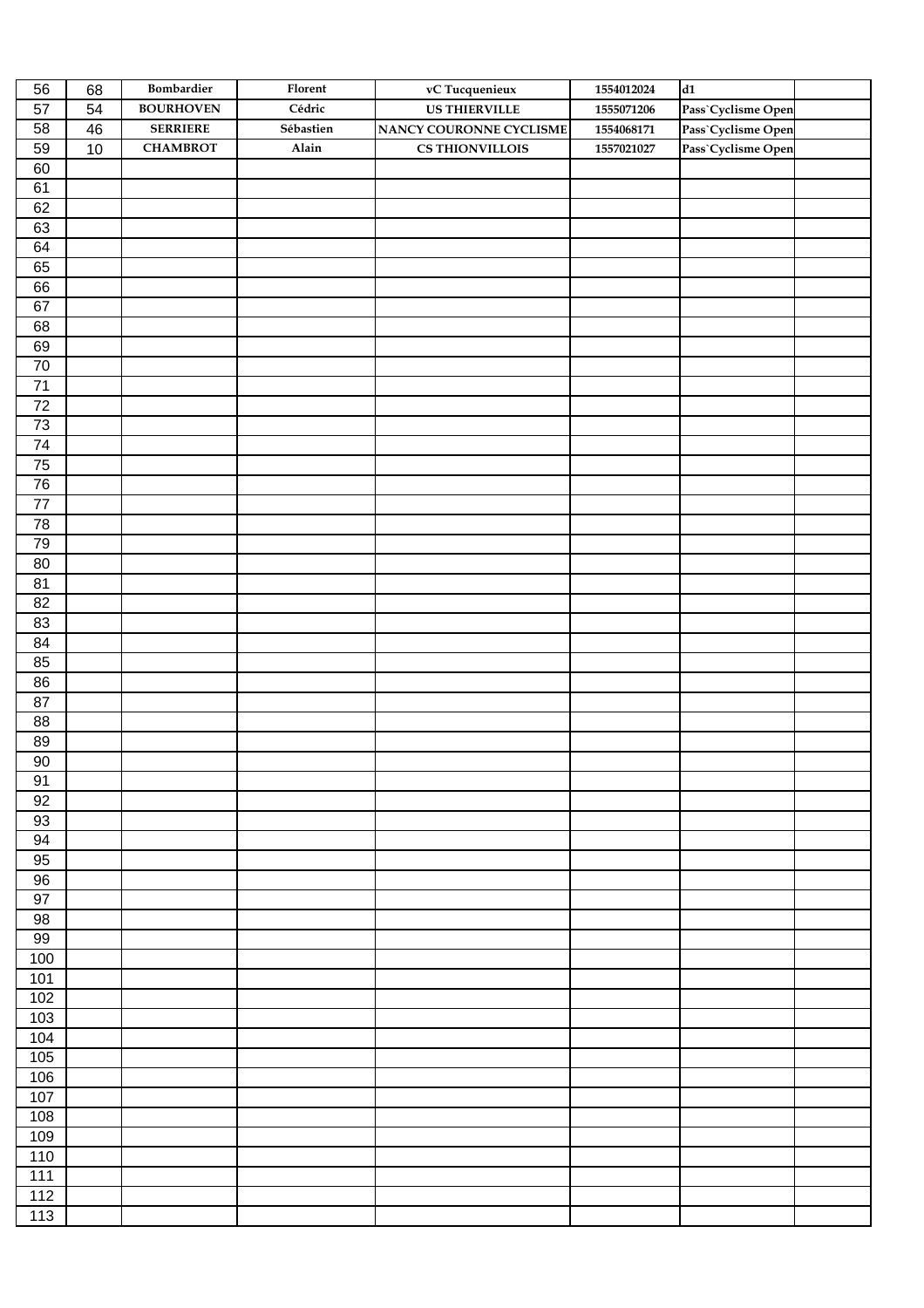| | | | | | | | |
|---|---|---|---|---|---|---|---|
| 56 | 68 | Bombardier | Florent | vC Tucquenieux | 1554012024 | d1 | |
| 57 | 54 | BOURHOVEN | Cédric | US THIERVILLE | 1555071206 | Pass`Cyclisme Open | |
| 58 | 46 | SERRIERE | Sébastien | NANCY COURONNE CYCLISME | 1554068171 | Pass`Cyclisme Open | |
| 59 | 10 | CHAMBROT | Alain | CS THIONVILLOIS | 1557021027 | Pass`Cyclisme Open | |
| 60 | | | | | | | |
| 61 | | | | | | | |
| 62 | | | | | | | |
| 63 | | | | | | | |
| 64 | | | | | | | |
| 65 | | | | | | | |
| 66 | | | | | | | |
| 67 | | | | | | | |
| 68 | | | | | | | |
| 69 | | | | | | | |
| 70 | | | | | | | |
| 71 | | | | | | | |
| 72 | | | | | | | |
| 73 | | | | | | | |
| 74 | | | | | | | |
| 75 | | | | | | | |
| 76 | | | | | | | |
| 77 | | | | | | | |
| 78 | | | | | | | |
| 79 | | | | | | | |
| 80 | | | | | | | |
| 81 | | | | | | | |
| 82 | | | | | | | |
| 83 | | | | | | | |
| 84 | | | | | | | |
| 85 | | | | | | | |
| 86 | | | | | | | |
| 87 | | | | | | | |
| 88 | | | | | | | |
| 89 | | | | | | | |
| 90 | | | | | | | |
| 91 | | | | | | | |
| 92 | | | | | | | |
| 93 | | | | | | | |
| 94 | | | | | | | |
| 95 | | | | | | | |
| 96 | | | | | | | |
| 97 | | | | | | | |
| 98 | | | | | | | |
| 99 | | | | | | | |
| 100 | | | | | | | |
| 101 | | | | | | | |
| 102 | | | | | | | |
| 103 | | | | | | | |
| 104 | | | | | | | |
| 105 | | | | | | | |
| 106 | | | | | | | |
| 107 | | | | | | | |
| 108 | | | | | | | |
| 109 | | | | | | | |
| 110 | | | | | | | |
| 111 | | | | | | | |
| 112 | | | | | | | |
| 113 | | | | | | | |